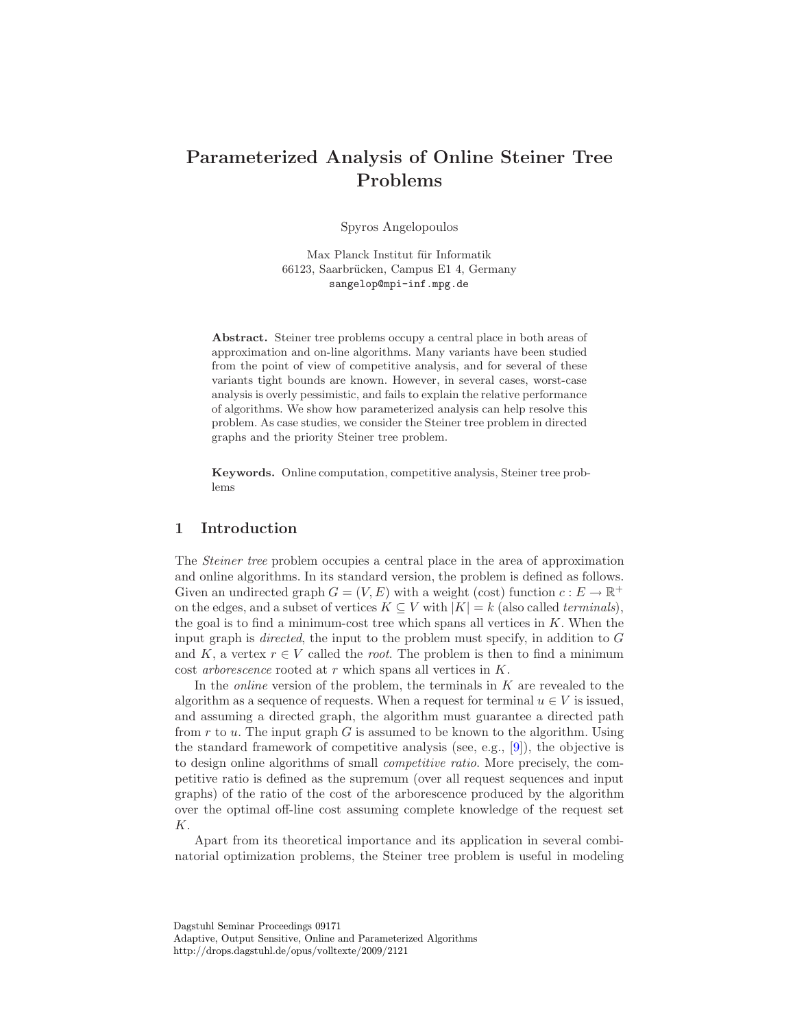# Parameterized Analysis of Online Steiner Tree Problems

Spyros Angelopoulos

Max Planck Institut für Informatik
66123, Saarbrücken, Campus E1 4, Germany
sangelop@mpi-inf.mpg.de

**Abstract.** Steiner tree problems occupy a central place in both areas of approximation and on-line algorithms. Many variants have been studied from the point of view of competitive analysis, and for several of these variants tight bounds are known. However, in several cases, worst-case analysis is overly pessimistic, and fails to explain the relative performance of algorithms. We show how parameterized analysis can help resolve this problem. As case studies, we consider the Steiner tree problem in directed graphs and the priority Steiner tree problem.

**Keywords.** Online computation, competitive analysis, Steiner tree problems

## 1 Introduction

The *Steiner tree* problem occupies a central place in the area of approximation and online algorithms. In its standard version, the problem is defined as follows. Given an undirected graph $G = (V, E)$ with a weight (cost) function $c : E \rightarrow \mathbb{R}^+$ on the edges, and a subset of vertices $K \subseteq V$ with $|K| = k$ (also called *terminals*), the goal is to find a minimum-cost tree which spans all vertices in $K$. When the input graph is *directed*, the input to the problem must specify, in addition to $G$ and $K$, a vertex $r \in V$ called the *root*. The problem is then to find a minimum cost *arborescence* rooted at $r$ which spans all vertices in $K$.

In the *online* version of the problem, the terminals in $K$ are revealed to the algorithm as a sequence of requests. When a request for terminal $u \in V$ is issued, and assuming a directed graph, the algorithm must guarantee a directed path from $r$ to $u$. The input graph $G$ is assumed to be known to the algorithm. Using the standard framework of competitive analysis (see, e.g., [9]), the objective is to design online algorithms of small *competitive ratio*. More precisely, the competitive ratio is defined as the supremum (over all request sequences and input graphs) of the ratio of the cost of the arborescence produced by the algorithm over the optimal off-line cost assuming complete knowledge of the request set $K$.

Apart from its theoretical importance and its application in several combinatorial optimization problems, the Steiner tree problem is useful in modeling

Dagstuhl Seminar Proceedings 09171
Adaptive, Output Sensitive, Online and Parameterized Algorithms
http://drops.dagstuhl.de/opus/volltexte/2009/2121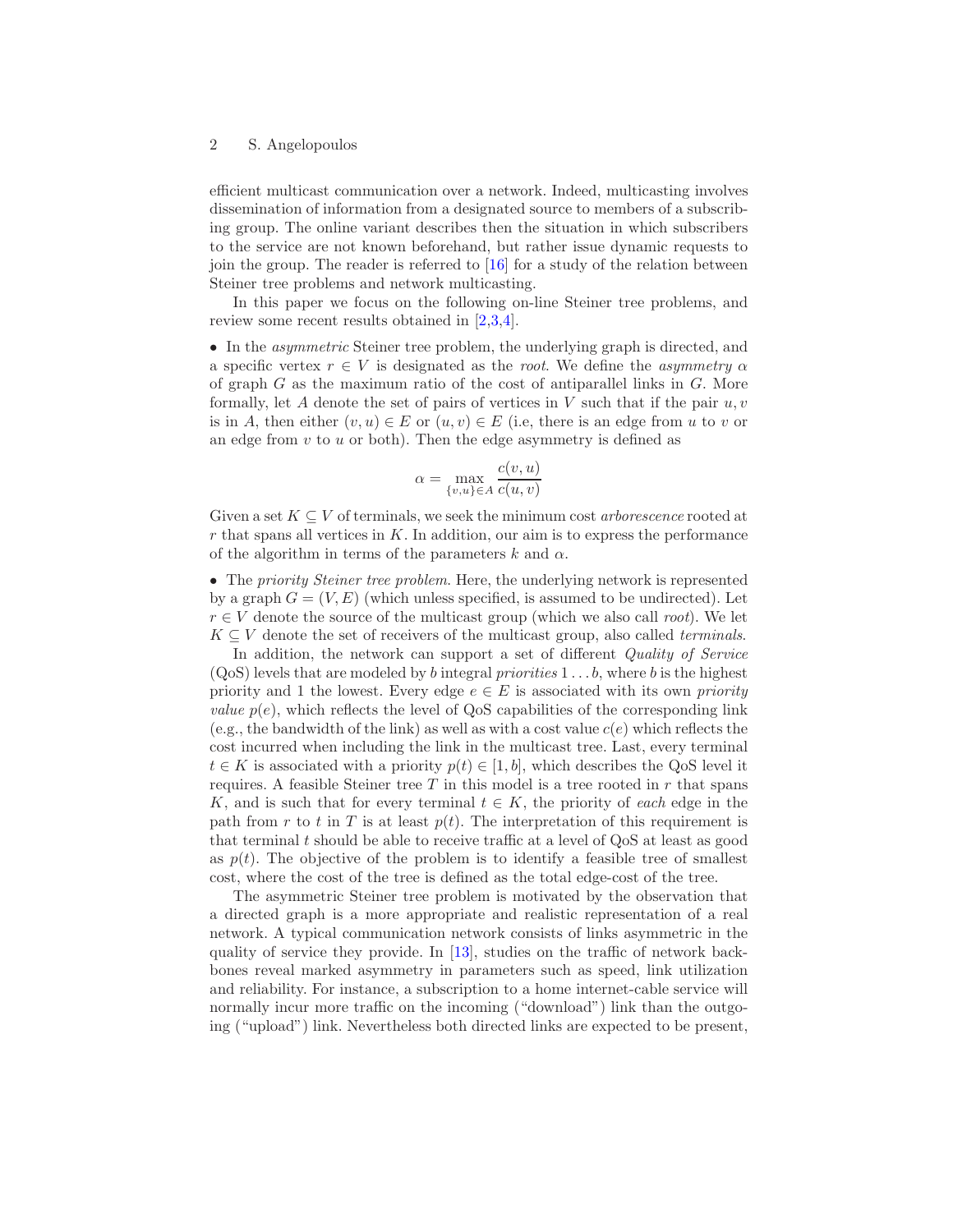efficient multicast communication over a network. Indeed, multicasting involves dissemination of information from a designated source to members of a subscribing group. The online variant describes then the situation in which subscribers to the service are not known beforehand, but rather issue dynamic requests to join the group. The reader is referred to [16] for a study of the relation between Steiner tree problems and network multicasting.

In this paper we focus on the following on-line Steiner tree problems, and review some recent results obtained in [2,3,4].

• In the *asymmetric* Steiner tree problem, the underlying graph is directed, and a specific vertex $r \in V$ is designated as the *root*. We define the *asymmetry* $\alpha$ of graph $G$ as the maximum ratio of the cost of antiparallel links in $G$. More formally, let $A$ denote the set of pairs of vertices in $V$ such that if the pair $u, v$ is in $A$, then either $(v, u) \in E$ or $(u, v) \in E$ (i.e, there is an edge from $u$ to $v$ or an edge from $v$ to $u$ or both). Then the edge asymmetry is defined as

$$\alpha = \max_{\{v,u\} \in A} \frac{c(v,u)}{c(u,v)}$$

Given a set $K \subseteq V$ of terminals, we seek the minimum cost *arborescence* rooted at $r$ that spans all vertices in $K$. In addition, our aim is to express the performance of the algorithm in terms of the parameters $k$ and $\alpha$.

• The *priority Steiner tree problem*. Here, the underlying network is represented by a graph $G = (V, E)$ (which unless specified, is assumed to be undirected). Let $r \in V$ denote the source of the multicast group (which we also call *root*). We let $K \subseteq V$ denote the set of receivers of the multicast group, also called *terminals*.

In addition, the network can support a set of different *Quality of Service* (QoS) levels that are modeled by $b$ integral *priorities* $1 \ldots b$, where $b$ is the highest priority and 1 the lowest. Every edge $e \in E$ is associated with its own *priority value* $p(e)$, which reflects the level of QoS capabilities of the corresponding link (e.g., the bandwidth of the link) as well as with a cost value $c(e)$ which reflects the cost incurred when including the link in the multicast tree. Last, every terminal $t \in K$ is associated with a priority $p(t) \in [1, b]$, which describes the QoS level it requires. A feasible Steiner tree $T$ in this model is a tree rooted in $r$ that spans $K$, and is such that for every terminal $t \in K$, the priority of *each* edge in the path from $r$ to $t$ in $T$ is at least $p(t)$. The interpretation of this requirement is that terminal $t$ should be able to receive traffic at a level of QoS at least as good as $p(t)$. The objective of the problem is to identify a feasible tree of smallest cost, where the cost of the tree is defined as the total edge-cost of the tree.

The asymmetric Steiner tree problem is motivated by the observation that a directed graph is a more appropriate and realistic representation of a real network. A typical communication network consists of links asymmetric in the quality of service they provide. In [13], studies on the traffic of network backbones reveal marked asymmetry in parameters such as speed, link utilization and reliability. For instance, a subscription to a home internet-cable service will normally incur more traffic on the incoming ("download") link than the outgoing ("upload") link. Nevertheless both directed links are expected to be present,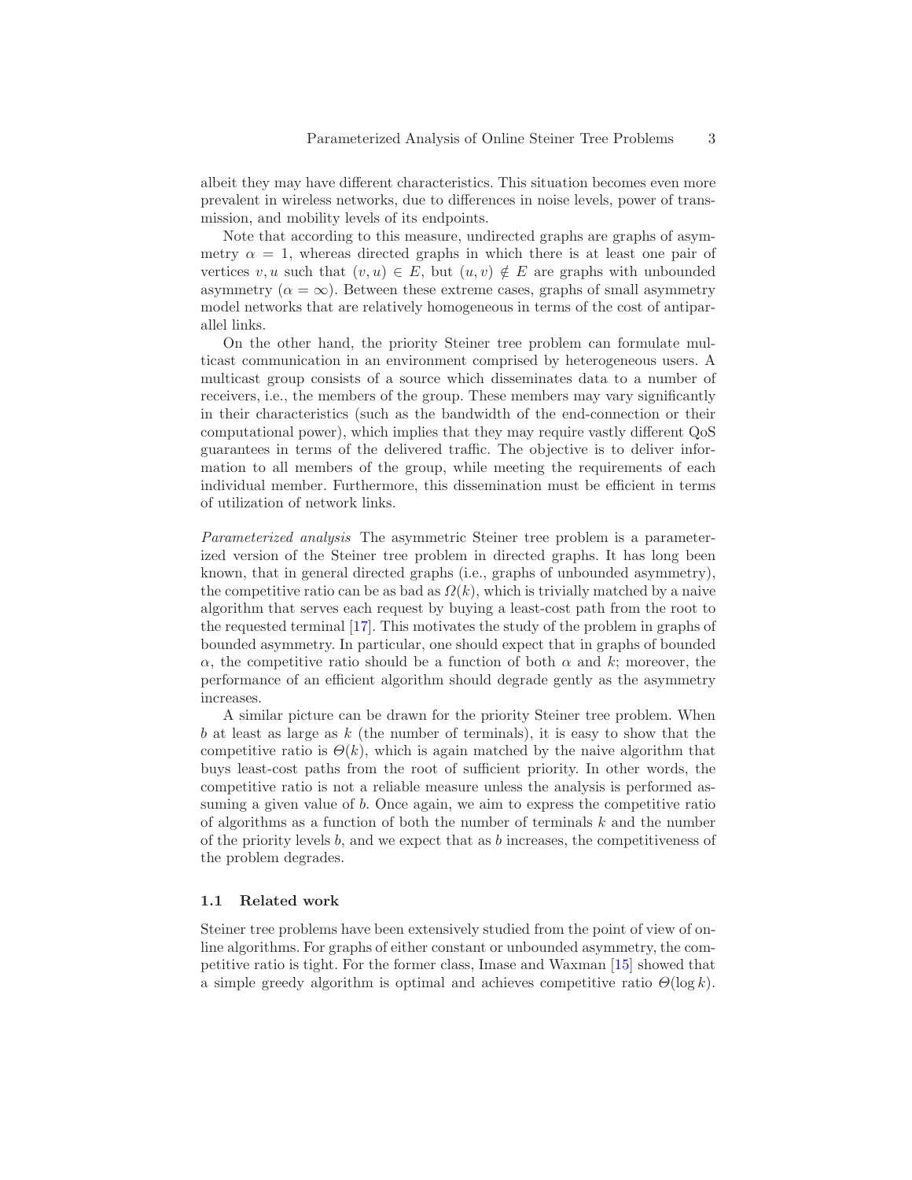albeit they may have different characteristics. This situation becomes even more prevalent in wireless networks, due to differences in noise levels, power of transmission, and mobility levels of its endpoints.

Note that according to this measure, undirected graphs are graphs of asymmetry $\alpha = 1$, whereas directed graphs in which there is at least one pair of vertices $v, u$ such that $(v, u) \in E$, but $(u, v) \notin E$ are graphs with unbounded asymmetry ($\alpha = \infty$). Between these extreme cases, graphs of small asymmetry model networks that are relatively homogeneous in terms of the cost of antiparallel links.

On the other hand, the priority Steiner tree problem can formulate multicast communication in an environment comprised by heterogeneous users. A multicast group consists of a source which disseminates data to a number of receivers, i.e., the members of the group. These members may vary significantly in their characteristics (such as the bandwidth of the end-connection or their computational power), which implies that they may require vastly different QoS guarantees in terms of the delivered traffic. The objective is to deliver information to all members of the group, while meeting the requirements of each individual member. Furthermore, this dissemination must be efficient in terms of utilization of network links.

*Parameterized analysis* The asymmetric Steiner tree problem is a parameterized version of the Steiner tree problem in directed graphs. It has long been known, that in general directed graphs (i.e., graphs of unbounded asymmetry), the competitive ratio can be as bad as $\Omega(k)$, which is trivially matched by a naive algorithm that serves each request by buying a least-cost path from the root to the requested terminal [17]. This motivates the study of the problem in graphs of bounded asymmetry. In particular, one should expect that in graphs of bounded $\alpha$, the competitive ratio should be a function of both $\alpha$ and $k$; moreover, the performance of an efficient algorithm should degrade gently as the asymmetry increases.

A similar picture can be drawn for the priority Steiner tree problem. When $b$ at least as large as $k$ (the number of terminals), it is easy to show that the competitive ratio is $\Theta(k)$, which is again matched by the naive algorithm that buys least-cost paths from the root of sufficient priority. In other words, the competitive ratio is not a reliable measure unless the analysis is performed assuming a given value of $b$. Once again, we aim to express the competitive ratio of algorithms as a function of both the number of terminals $k$ and the number of the priority levels $b$, and we expect that as $b$ increases, the competitiveness of the problem degrades.

### 1.1 Related work

Steiner tree problems have been extensively studied from the point of view of online algorithms. For graphs of either constant or unbounded asymmetry, the competitive ratio is tight. For the former class, Imase and Waxman [15] showed that a simple greedy algorithm is optimal and achieves competitive ratio $\Theta(\log k)$.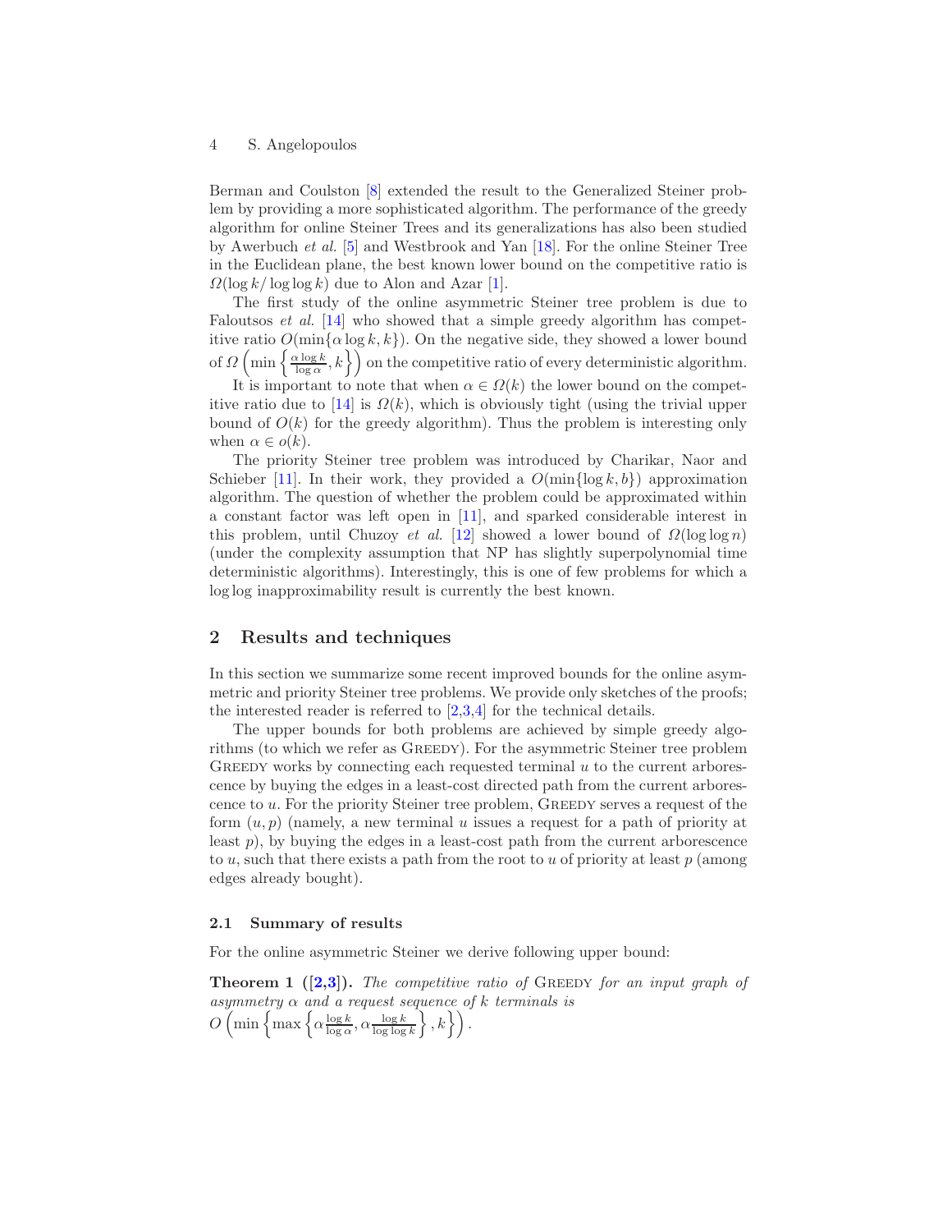Berman and Coulston [8] extended the result to the Generalized Steiner problem by providing a more sophisticated algorithm. The performance of the greedy algorithm for online Steiner Trees and its generalizations has also been studied by Awerbuch *et al.* [5] and Westbrook and Yan [18]. For the online Steiner Tree in the Euclidean plane, the best known lower bound on the competitive ratio is $\Omega(\log k / \log \log k)$ due to Alon and Azar [1].

The first study of the online asymmetric Steiner tree problem is due to Faloutsos *et al.* [14] who showed that a simple greedy algorithm has competitive ratio $O(\min\{\alpha \log k, k\})$. On the negative side, they showed a lower bound of $\Omega\left(\min\left\{\frac{\alpha \log k}{\log \alpha}, k\right\}\right)$ on the competitive ratio of every deterministic algorithm.

It is important to note that when $\alpha \in \Omega(k)$ the lower bound on the competitive ratio due to [14] is $\Omega(k)$, which is obviously tight (using the trivial upper bound of $O(k)$ for the greedy algorithm). Thus the problem is interesting only when $\alpha \in o(k)$.

The priority Steiner tree problem was introduced by Charikar, Naor and Schieber [11]. In their work, they provided a $O(\min\{\log k, b\})$ approximation algorithm. The question of whether the problem could be approximated within a constant factor was left open in [11], and sparked considerable interest in this problem, until Chuzoy *et al.* [12] showed a lower bound of $\Omega(\log \log n)$ (under the complexity assumption that NP has slightly superpolynomial time deterministic algorithms). Interestingly, this is one of few problems for which a $\log \log$ inapproximability result is currently the best known.

## 2 Results and techniques

In this section we summarize some recent improved bounds for the online asymmetric and priority Steiner tree problems. We provide only sketches of the proofs; the interested reader is referred to [2,3,4] for the technical details.

The upper bounds for both problems are achieved by simple greedy algorithms (to which we refer as Greedy). For the asymmetric Steiner tree problem Greedy works by connecting each requested terminal $u$ to the current arborescence by buying the edges in a least-cost directed path from the current arborescence to $u$. For the priority Steiner tree problem, Greedy serves a request of the form $(u, p)$ (namely, a new terminal $u$ issues a request for a path of priority at least $p$), by buying the edges in a least-cost path from the current arborescence to $u$, such that there exists a path from the root to $u$ of priority at least $p$ (among edges already bought).

### 2.1 Summary of results

For the online asymmetric Steiner we derive following upper bound:

**Theorem 1 ([2,3]).** *The competitive ratio of* Greedy *for an input graph of asymmetry $\alpha$ and a request sequence of $k$ terminals is*
$O\left(\min\left\{\max\left\{\alpha \frac{\log k}{\log \alpha}, \alpha \frac{\log k}{\log \log k}\right\}, k\right\}\right)$.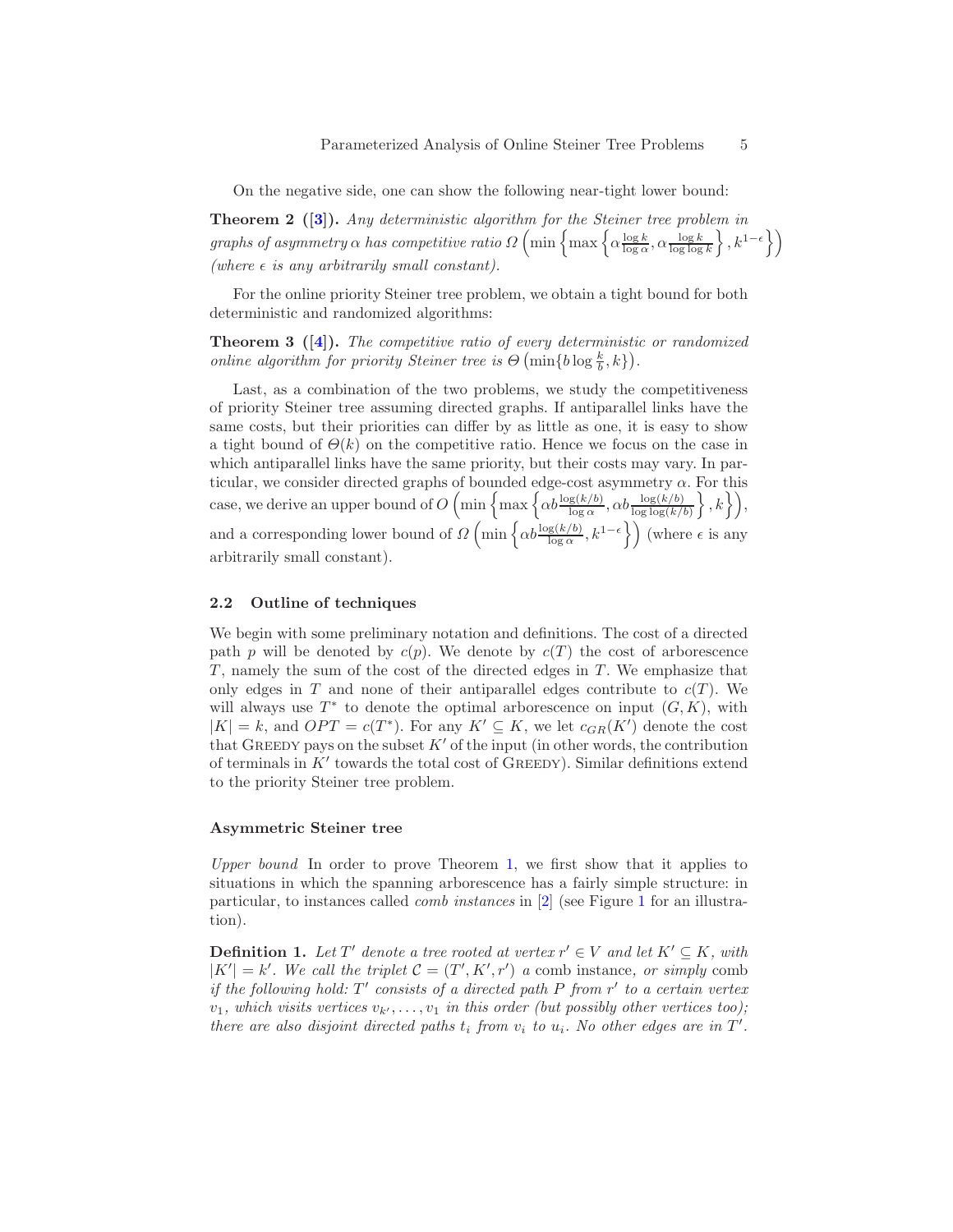On the negative side, one can show the following near-tight lower bound:

**Theorem 2 ([3]).** *Any deterministic algorithm for the Steiner tree problem in graphs of asymmetry $\alpha$ has competitive ratio $\Omega\left(\min\left\{\max\left\{\alpha\frac{\log k}{\log \alpha}, \alpha\frac{\log k}{\log\log k}\right\}, k^{1-\epsilon}\right\}\right)$ (where $\epsilon$ is any arbitrarily small constant).*

For the online priority Steiner tree problem, we obtain a tight bound for both deterministic and randomized algorithms:

**Theorem 3 ([4]).** *The competitive ratio of every deterministic or randomized online algorithm for priority Steiner tree is $\Theta\left(\min\{b\log\frac{k}{b}, k\}\right)$.*

Last, as a combination of the two problems, we study the competitiveness of priority Steiner tree assuming directed graphs. If antiparallel links have the same costs, but their priorities can differ by as little as one, it is easy to show a tight bound of $\Theta(k)$ on the competitive ratio. Hence we focus on the case in which antiparallel links have the same priority, but their costs may vary. In particular, we consider directed graphs of bounded edge-cost asymmetry $\alpha$. For this case, we derive an upper bound of $O\left(\min\left\{\max\left\{\alpha b\frac{\log(k/b)}{\log\alpha}, \alpha b\frac{\log(k/b)}{\log\log(k/b)}\right\}, k\right\}\right)$, and a corresponding lower bound of $\Omega\left(\min\left\{\alpha b\frac{\log(k/b)}{\log\alpha}, k^{1-\epsilon}\right\}\right)$ (where $\epsilon$ is any arbitrarily small constant).

### 2.2 Outline of techniques

We begin with some preliminary notation and definitions. The cost of a directed path $p$ will be denoted by $c(p)$. We denote by $c(T)$ the cost of arborescence $T$, namely the sum of the cost of the directed edges in $T$. We emphasize that only edges in $T$ and none of their antiparallel edges contribute to $c(T)$. We will always use $T^*$ to denote the optimal arborescence on input $(G, K)$, with $|K| = k$, and $OPT = c(T^*)$. For any $K' \subseteq K$, we let $c_{GR}(K')$ denote the cost that Greedy pays on the subset $K'$ of the input (in other words, the contribution of terminals in $K'$ towards the total cost of Greedy). Similar definitions extend to the priority Steiner tree problem.

#### Asymmetric Steiner tree

*Upper bound* In order to prove Theorem 1, we first show that it applies to situations in which the spanning arborescence has a fairly simple structure: in particular, to instances called *comb instances* in [2] (see Figure 1 for an illustration).

**Definition 1.** *Let $T'$ denote a tree rooted at vertex $r' \in V$ and let $K' \subseteq K$, with $|K'| = k'$. We call the triplet $\mathcal{C} = (T', K', r')$ a* comb instance, *or simply* comb *if the following hold: $T'$ consists of a directed path $P$ from $r'$ to a certain vertex $v_1$, which visits vertices $v_{k'}, \ldots, v_1$ in this order (but possibly other vertices too); there are also disjoint directed paths $t_i$ from $v_i$ to $u_i$. No other edges are in $T'$.*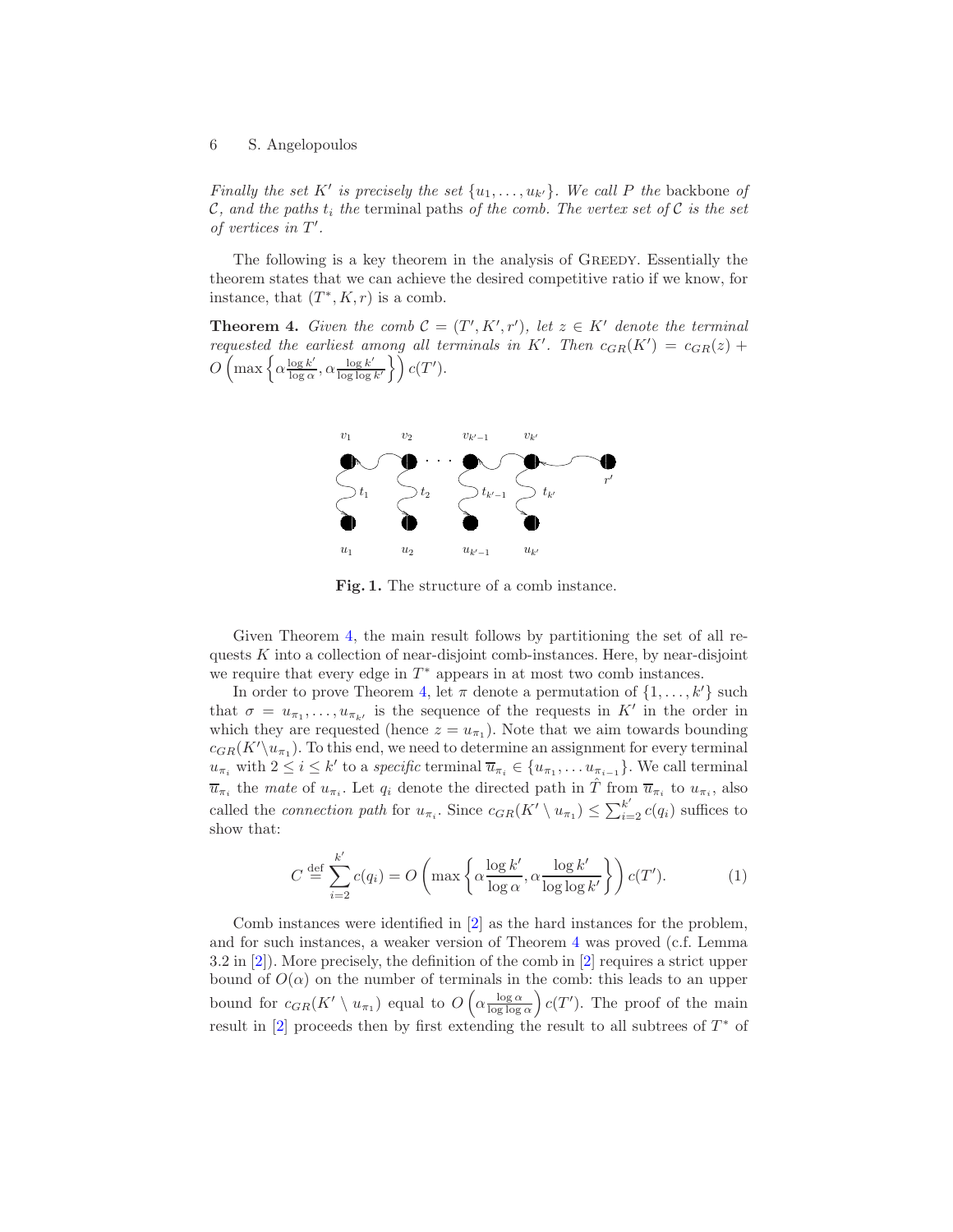*Finally the set $K'$ is precisely the set $\{u_1, \ldots, u_{k'}\}$. We call $P$ the* backbone *of $\mathcal{C}$, and the paths $t_i$ the* terminal paths *of the comb. The vertex set of $\mathcal{C}$ is the set of vertices in $T'$.*

The following is a key theorem in the analysis of Greedy. Essentially the theorem states that we can achieve the desired competitive ratio if we know, for instance, that $(T^*, K, r)$ is a comb.

**Theorem 4.** *Given the comb $\mathcal{C} = (T', K', r')$, let $z \in K'$ denote the terminal requested the earliest among all terminals in $K'$. Then $c_{GR}(K') = c_{GR}(z) + O\left(\max\left\{\alpha \frac{\log k'}{\log \alpha}, \alpha \frac{\log k'}{\log \log k'}\right\}\right) c(T')$.*

**Fig. 1.** The structure of a comb instance.

Given Theorem 4, the main result follows by partitioning the set of all requests $K$ into a collection of near-disjoint comb-instances. Here, by near-disjoint we require that every edge in $T^*$ appears in at most two comb instances.

In order to prove Theorem 4, let $\pi$ denote a permutation of $\{1, \ldots, k'\}$ such that $\sigma = u_{\pi_1}, \ldots, u_{\pi_{k'}}$ is the sequence of the requests in $K'$ in the order in which they are requested (hence $z = u_{\pi_1}$). Note that we aim towards bounding $c_{GR}(K' \setminus u_{\pi_1})$. To this end, we need to determine an assignment for every terminal $u_{\pi_i}$ with $2 \leq i \leq k'$ to a *specific* terminal $\overline{u}_{\pi_i} \in \{u_{\pi_1}, \ldots u_{\pi_{i-1}}\}$. We call terminal $\overline{u}_{\pi_i}$ the *mate* of $u_{\pi_i}$. Let $q_i$ denote the directed path in $\hat{T}$ from $\overline{u}_{\pi_i}$ to $u_{\pi_i}$, also called the *connection path* for $u_{\pi_i}$. Since $c_{GR}(K' \setminus u_{\pi_1}) \leq \sum_{i=2}^{k'} c(q_i)$ suffices to show that:

$$C \stackrel{\text{def}}{=} \sum_{i=2}^{k'} c(q_i) = O\left(\max\left\{\alpha \frac{\log k'}{\log \alpha}, \alpha \frac{\log k'}{\log \log k'}\right\}\right) c(T'). \quad (1)$$

Comb instances were identified in [2] as the hard instances for the problem, and for such instances, a weaker version of Theorem 4 was proved (c.f. Lemma 3.2 in [2]). More precisely, the definition of the comb in [2] requires a strict upper bound of $O(\alpha)$ on the number of terminals in the comb: this leads to an upper bound for $c_{GR}(K' \setminus u_{\pi_1})$ equal to $O\left(\alpha \frac{\log \alpha}{\log \log \alpha}\right) c(T')$. The proof of the main result in [2] proceeds then by first extending the result to all subtrees of $T^*$ of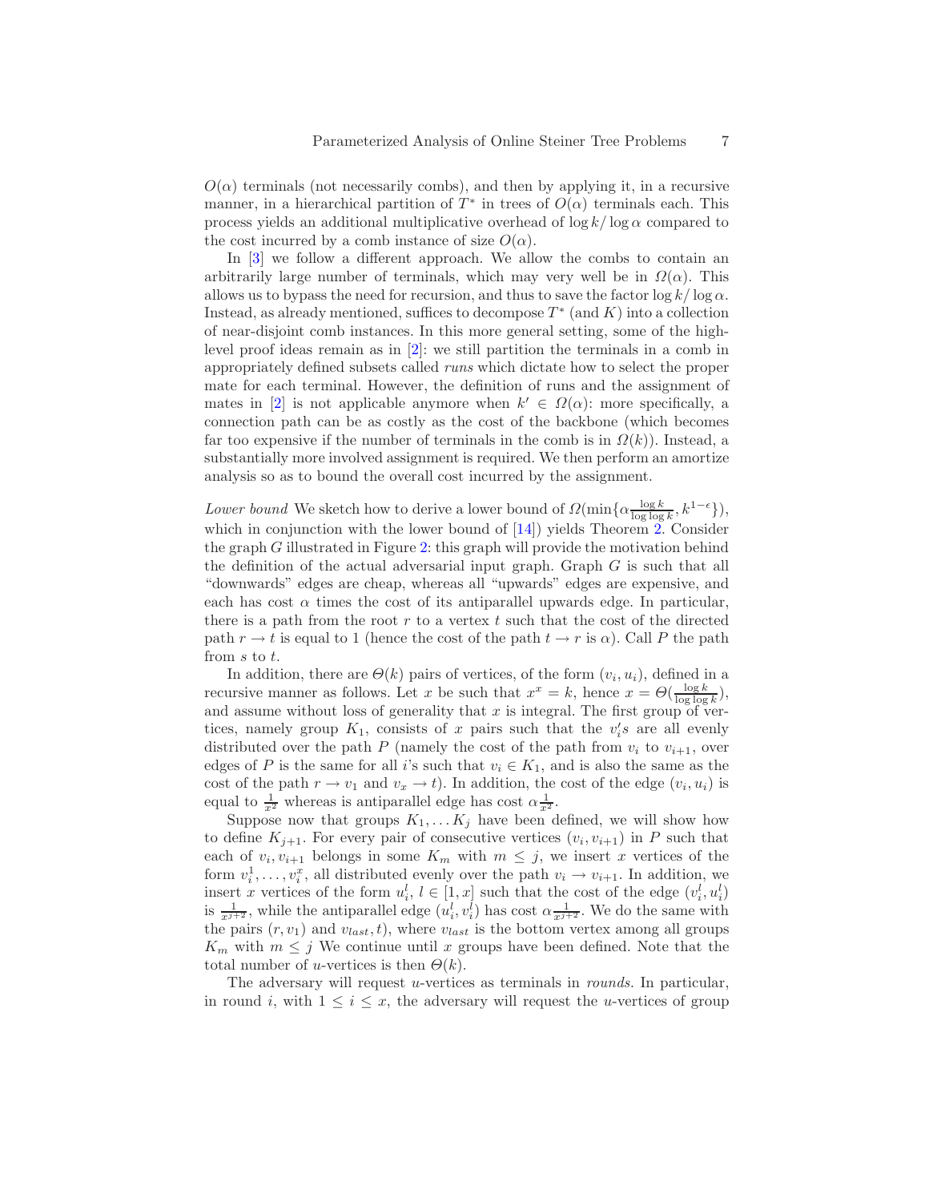$O(\alpha)$ terminals (not necessarily combs), and then by applying it, in a recursive manner, in a hierarchical partition of $T^*$ in trees of $O(\alpha)$ terminals each. This process yields an additional multiplicative overhead of $\log k/\log \alpha$ compared to the cost incurred by a comb instance of size $O(\alpha)$.

In [3] we follow a different approach. We allow the combs to contain an arbitrarily large number of terminals, which may very well be in $\Omega(\alpha)$. This allows us to bypass the need for recursion, and thus to save the factor $\log k/\log \alpha$. Instead, as already mentioned, suffices to decompose $T^*$ (and $K$) into a collection of near-disjoint comb instances. In this more general setting, some of the high-level proof ideas remain as in [2]: we still partition the terminals in a comb in appropriately defined subsets called *runs* which dictate how to select the proper mate for each terminal. However, the definition of runs and the assignment of mates in [2] is not applicable anymore when $k' \in \Omega(\alpha)$: more specifically, a connection path can be as costly as the cost of the backbone (which becomes far too expensive if the number of terminals in the comb is in $\Omega(k)$). Instead, a substantially more involved assignment is required. We then perform an amortize analysis so as to bound the overall cost incurred by the assignment.

*Lower bound* We sketch how to derive a lower bound of $\Omega(\min\{\alpha\frac{\log k}{\log\log k}, k^{1-\epsilon}\})$, which in conjunction with the lower bound of [14]) yields Theorem 2. Consider the graph $G$ illustrated in Figure 2: this graph will provide the motivation behind the definition of the actual adversarial input graph. Graph $G$ is such that all "downwards" edges are cheap, whereas all "upwards" edges are expensive, and each has cost $\alpha$ times the cost of its antiparallel upwards edge. In particular, there is a path from the root $r$ to a vertex $t$ such that the cost of the directed path $r \to t$ is equal to 1 (hence the cost of the path $t \to r$ is $\alpha$). Call $P$ the path from $s$ to $t$.

In addition, there are $\Theta(k)$ pairs of vertices, of the form $(v_i, u_i)$, defined in a recursive manner as follows. Let $x$ be such that $x^x = k$, hence $x = \Theta(\frac{\log k}{\log\log k})$, and assume without loss of generality that $x$ is integral. The first group of vertices, namely group $K_1$, consists of $x$ pairs such that the $v_i's$ are all evenly distributed over the path $P$ (namely the cost of the path from $v_i$ to $v_{i+1}$, over edges of $P$ is the same for all $i$'s such that $v_i \in K_1$, and is also the same as the cost of the path $r \to v_1$ and $v_x \to t$). In addition, the cost of the edge $(v_i, u_i)$ is equal to $\frac{1}{x^2}$ whereas is antiparallel edge has cost $\alpha\frac{1}{x^2}$.

Suppose now that groups $K_1, \ldots K_j$ have been defined, we will show how to define $K_{j+1}$. For every pair of consecutive vertices $(v_i, v_{i+1})$ in $P$ such that each of $v_i, v_{i+1}$ belongs in some $K_m$ with $m \leq j$, we insert $x$ vertices of the form $v_i^1, \ldots, v_i^x$, all distributed evenly over the path $v_i \to v_{i+1}$. In addition, we insert $x$ vertices of the form $u_i^l$, $l \in [1, x]$ such that the cost of the edge $(v_i^l, u_i^l)$ is $\frac{1}{x^{j+2}}$, while the antiparallel edge $(u_i^l, v_i^l)$ has cost $\alpha\frac{1}{x^{j+2}}$. We do the same with the pairs $(r, v_1)$ and $v_{last}, t)$, where $v_{last}$ is the bottom vertex among all groups $K_m$ with $m \leq j$ We continue until $x$ groups have been defined. Note that the total number of $u$-vertices is then $\Theta(k)$.

The adversary will request $u$-vertices as terminals in *rounds*. In particular, in round $i$, with $1 \leq i \leq x$, the adversary will request the $u$-vertices of group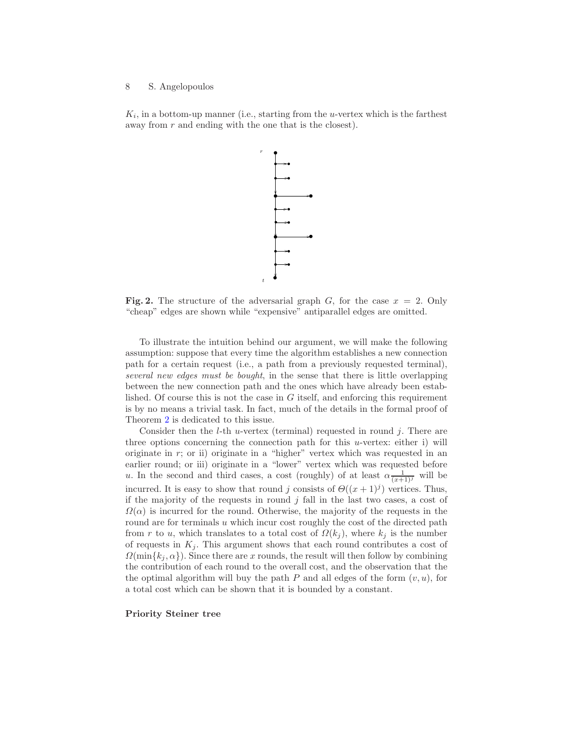$K_i$, in a bottom-up manner (i.e., starting from the $u$-vertex which is the farthest away from $r$ and ending with the one that is the closest).

**Fig. 2.** The structure of the adversarial graph $G$, for the case $x = 2$. Only "cheap" edges are shown while "expensive" antiparallel edges are omitted.

To illustrate the intuition behind our argument, we will make the following assumption: suppose that every time the algorithm establishes a new connection path for a certain request (i.e., a path from a previously requested terminal), *several new edges must be bought*, in the sense that there is little overlapping between the new connection path and the ones which have already been established. Of course this is not the case in $G$ itself, and enforcing this requirement is by no means a trivial task. In fact, much of the details in the formal proof of Theorem 2 is dedicated to this issue.

Consider then the $l$-th $u$-vertex (terminal) requested in round $j$. There are three options concerning the connection path for this $u$-vertex: either i) will originate in $r$; or ii) originate in a "higher" vertex which was requested in an earlier round; or iii) originate in a "lower" vertex which was requested before $u$. In the second and third cases, a cost (roughly) of at least $\alpha \frac{1}{(x+1)^j}$ will be incurred. It is easy to show that round $j$ consists of $\Theta((x+1)^j)$ vertices. Thus, if the majority of the requests in round $j$ fall in the last two cases, a cost of $\Omega(\alpha)$ is incurred for the round. Otherwise, the majority of the requests in the round are for terminals $u$ which incur cost roughly the cost of the directed path from $r$ to $u$, which translates to a total cost of $\Omega(k_j)$, where $k_j$ is the number of requests in $K_j$. This argument shows that each round contributes a cost of $\Omega(\min\{k_j, \alpha\})$. Since there are $x$ rounds, the result will then follow by combining the contribution of each round to the overall cost, and the observation that the the optimal algorithm will buy the path $P$ and all edges of the form $(v, u)$, for a total cost which can be shown that it is bounded by a constant.

**Priority Steiner tree**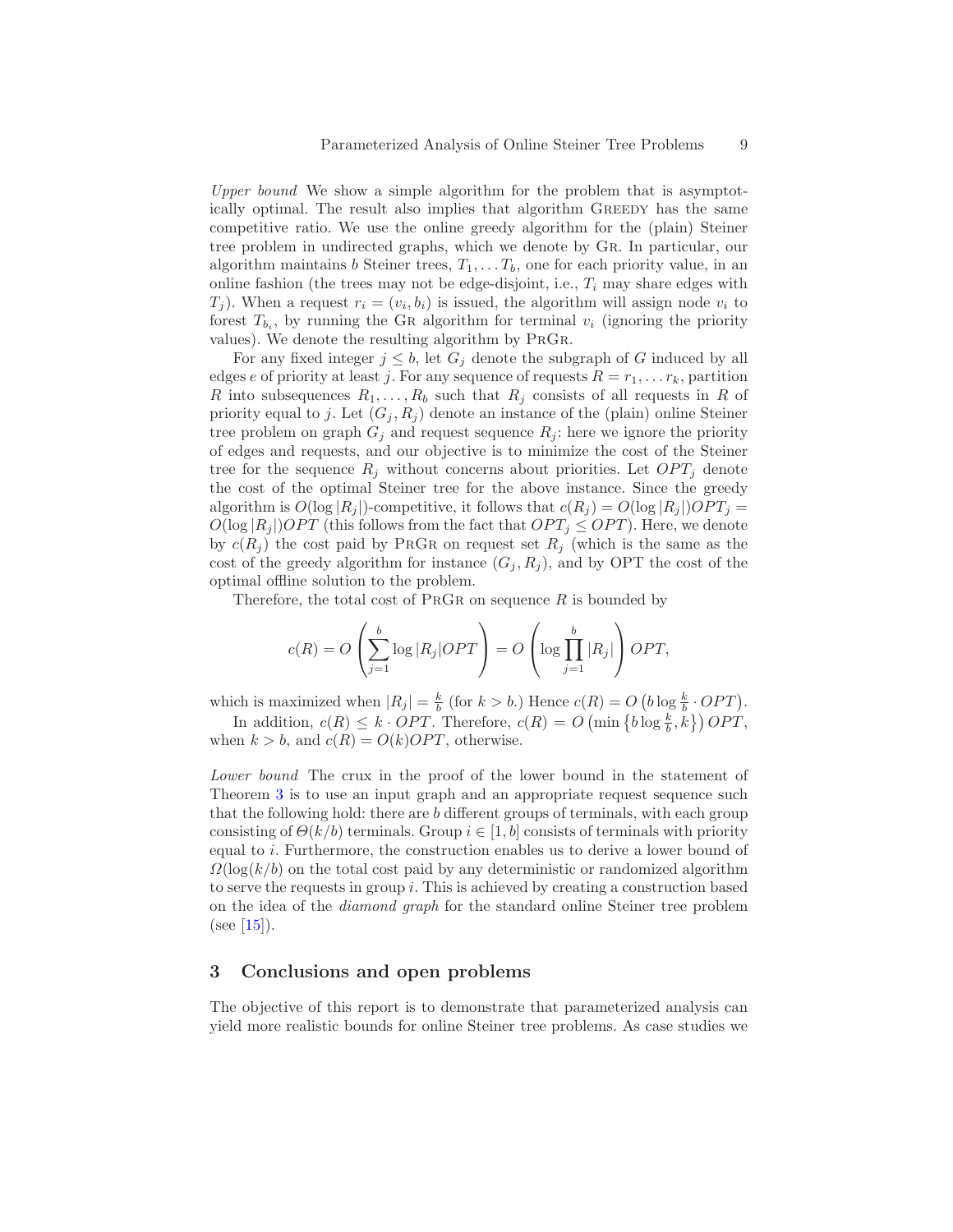*Upper bound* We show a simple algorithm for the problem that is asymptotically optimal. The result also implies that algorithm GREEDY has the same competitive ratio. We use the online greedy algorithm for the (plain) Steiner tree problem in undirected graphs, which we denote by GR. In particular, our algorithm maintains $b$ Steiner trees, $T_1, \ldots T_b$, one for each priority value, in an online fashion (the trees may not be edge-disjoint, i.e., $T_i$ may share edges with $T_j$). When a request $r_i = (v_i, b_i)$ is issued, the algorithm will assign node $v_i$ to forest $T_{b_i}$, by running the GR algorithm for terminal $v_i$ (ignoring the priority values). We denote the resulting algorithm by PRGR.

For any fixed integer $j \leq b$, let $G_j$ denote the subgraph of $G$ induced by all edges $e$ of priority at least $j$. For any sequence of requests $R = r_1, \ldots r_k$, partition $R$ into subsequences $R_1, \ldots, R_b$ such that $R_j$ consists of all requests in $R$ of priority equal to $j$. Let $(G_j, R_j)$ denote an instance of the (plain) online Steiner tree problem on graph $G_j$ and request sequence $R_j$: here we ignore the priority of edges and requests, and our objective is to minimize the cost of the Steiner tree for the sequence $R_j$ without concerns about priorities. Let $OPT_j$ denote the cost of the optimal Steiner tree for the above instance. Since the greedy algorithm is $O(\log |R_j|)$-competitive, it follows that $c(R_j) = O(\log |R_j|)OPT_j = O(\log |R_j|)OPT$ (this follows from the fact that $OPT_j \leq OPT$). Here, we denote by $c(R_j)$ the cost paid by PRGR on request set $R_j$ (which is the same as the cost of the greedy algorithm for instance $(G_j, R_j)$, and by OPT the cost of the optimal offline solution to the problem.

Therefore, the total cost of PRGR on sequence $R$ is bounded by

$$c(R) = O\left(\sum_{j=1}^{b} \log |R_j| OPT\right) = O\left(\log \prod_{j=1}^{b} |R_j|\right) OPT,$$

which is maximized when $|R_j| = \frac{k}{b}$ (for $k > b$.) Hence $c(R) = O\left(b \log \frac{k}{b} \cdot OPT\right)$.

In addition, $c(R) \leq k \cdot OPT$. Therefore, $c(R) = O\left(\min\left\{b \log \frac{k}{b}, k\right\}\right) OPT$, when $k > b$, and $c(R) = O(k)OPT$, otherwise.

*Lower bound* The crux in the proof of the lower bound in the statement of Theorem 3 is to use an input graph and an appropriate request sequence such that the following hold: there are $b$ different groups of terminals, with each group consisting of $\Theta(k/b)$ terminals. Group $i \in [1, b]$ consists of terminals with priority equal to $i$. Furthermore, the construction enables us to derive a lower bound of $\Omega(\log(k/b)$ on the total cost paid by any deterministic or randomized algorithm to serve the requests in group $i$. This is achieved by creating a construction based on the idea of the *diamond graph* for the standard online Steiner tree problem (see [15]).

## 3 Conclusions and open problems

The objective of this report is to demonstrate that parameterized analysis can yield more realistic bounds for online Steiner tree problems. As case studies we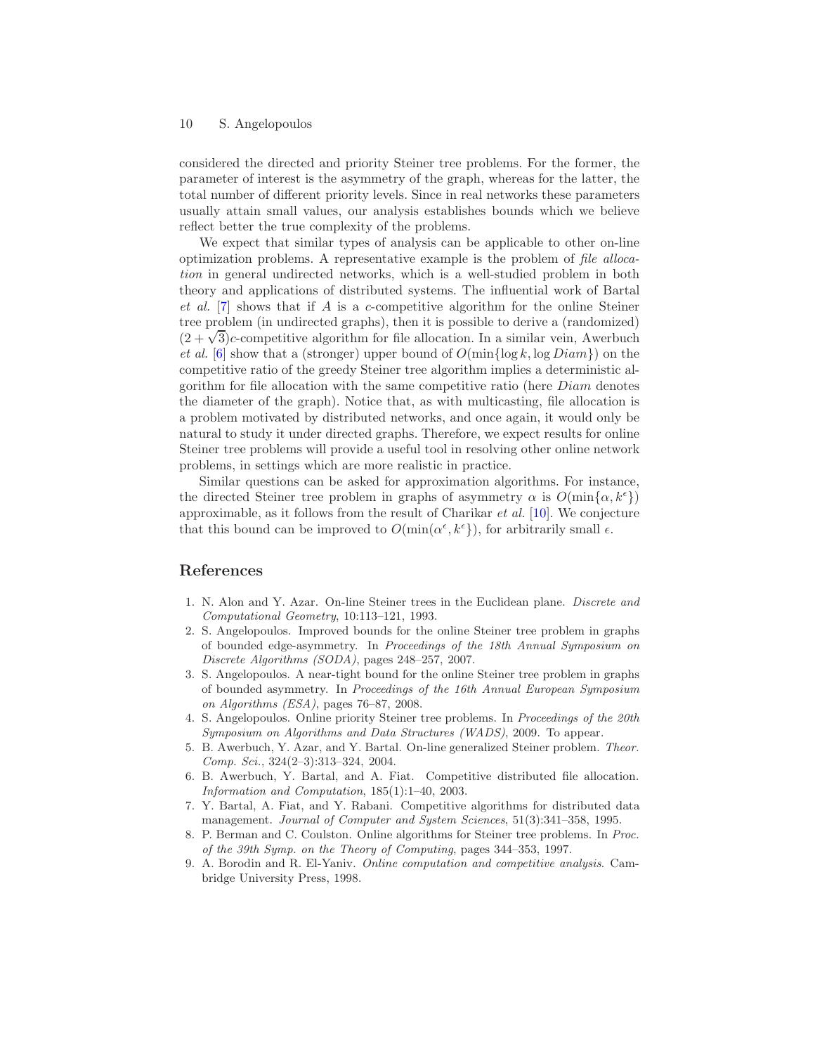considered the directed and priority Steiner tree problems. For the former, the parameter of interest is the asymmetry of the graph, whereas for the latter, the total number of different priority levels. Since in real networks these parameters usually attain small values, our analysis establishes bounds which we believe reflect better the true complexity of the problems.

We expect that similar types of analysis can be applicable to other on-line optimization problems. A representative example is the problem of *file allocation* in general undirected networks, which is a well-studied problem in both theory and applications of distributed systems. The influential work of Bartal *et al.* [7] shows that if $A$ is a $c$-competitive algorithm for the online Steiner tree problem (in undirected graphs), then it is possible to derive a (randomized) $(2+\sqrt{3})c$-competitive algorithm for file allocation. In a similar vein, Awerbuch *et al.* [6] show that a (stronger) upper bound of $O(\min\{\log k, \log Diam\})$ on the competitive ratio of the greedy Steiner tree algorithm implies a deterministic algorithm for file allocation with the same competitive ratio (here $Diam$ denotes the diameter of the graph). Notice that, as with multicasting, file allocation is a problem motivated by distributed networks, and once again, it would only be natural to study it under directed graphs. Therefore, we expect results for online Steiner tree problems will provide a useful tool in resolving other online network problems, in settings which are more realistic in practice.

Similar questions can be asked for approximation algorithms. For instance, the directed Steiner tree problem in graphs of asymmetry $\alpha$ is $O(\min\{\alpha, k^\epsilon\})$ approximable, as it follows from the result of Charikar *et al.* [10]. We conjecture that this bound can be improved to $O(\min(\alpha^\epsilon, k^\epsilon\})$, for arbitrarily small $\epsilon$.

## References

1. N. Alon and Y. Azar. On-line Steiner trees in the Euclidean plane. *Discrete and Computational Geometry*, 10:113–121, 1993.
2. S. Angelopoulos. Improved bounds for the online Steiner tree problem in graphs of bounded edge-asymmetry. In *Proceedings of the 18th Annual Symposium on Discrete Algorithms (SODA)*, pages 248–257, 2007.
3. S. Angelopoulos. A near-tight bound for the online Steiner tree problem in graphs of bounded asymmetry. In *Proceedings of the 16th Annual European Symposium on Algorithms (ESA)*, pages 76–87, 2008.
4. S. Angelopoulos. Online priority Steiner tree problems. In *Proceedings of the 20th Symposium on Algorithms and Data Structures (WADS)*, 2009. To appear.
5. B. Awerbuch, Y. Azar, and Y. Bartal. On-line generalized Steiner problem. *Theor. Comp. Sci.*, 324(2–3):313–324, 2004.
6. B. Awerbuch, Y. Bartal, and A. Fiat. Competitive distributed file allocation. *Information and Computation*, 185(1):1–40, 2003.
7. Y. Bartal, A. Fiat, and Y. Rabani. Competitive algorithms for distributed data management. *Journal of Computer and System Sciences*, 51(3):341–358, 1995.
8. P. Berman and C. Coulston. Online algorithms for Steiner tree problems. In *Proc. of the 39th Symp. on the Theory of Computing*, pages 344–353, 1997.
9. A. Borodin and R. El-Yaniv. *Online computation and competitive analysis*. Cambridge University Press, 1998.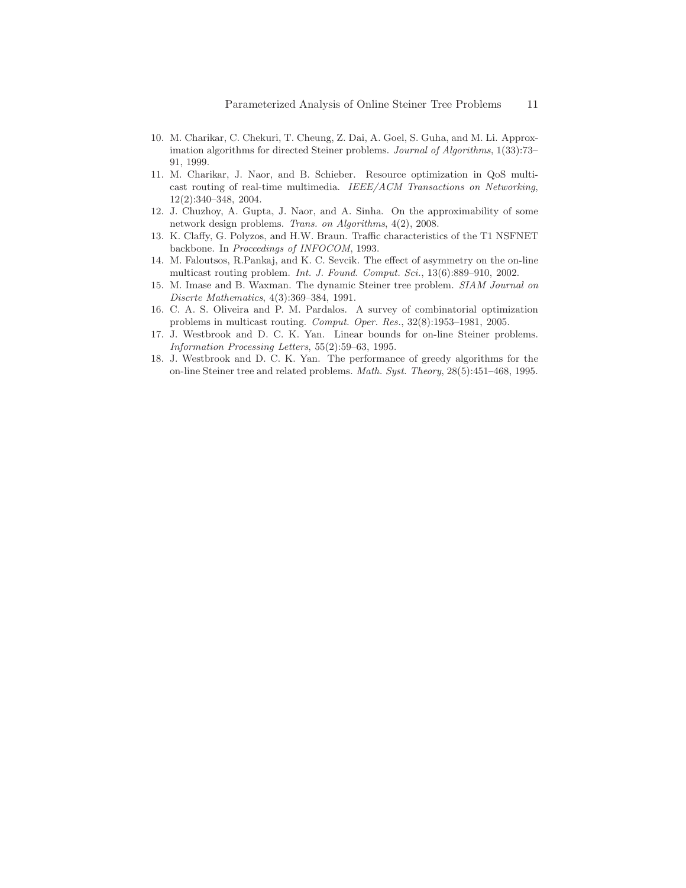10. M. Charikar, C. Chekuri, T. Cheung, Z. Dai, A. Goel, S. Guha, and M. Li. Approximation algorithms for directed Steiner problems. *Journal of Algorithms*, 1(33):73–91, 1999.
11. M. Charikar, J. Naor, and B. Schieber. Resource optimization in QoS multicast routing of real-time multimedia. *IEEE/ACM Transactions on Networking*, 12(2):340–348, 2004.
12. J. Chuzhoy, A. Gupta, J. Naor, and A. Sinha. On the approximability of some network design problems. *Trans. on Algorithms*, 4(2), 2008.
13. K. Claffy, G. Polyzos, and H.W. Braun. Traffic characteristics of the T1 NSFNET backbone. In *Proceedings of INFOCOM*, 1993.
14. M. Faloutsos, R.Pankaj, and K. C. Sevcik. The effect of asymmetry on the on-line multicast routing problem. *Int. J. Found. Comput. Sci.*, 13(6):889–910, 2002.
15. M. Imase and B. Waxman. The dynamic Steiner tree problem. *SIAM Journal on Discrte Mathematics*, 4(3):369–384, 1991.
16. C. A. S. Oliveira and P. M. Pardalos. A survey of combinatorial optimization problems in multicast routing. *Comput. Oper. Res.*, 32(8):1953–1981, 2005.
17. J. Westbrook and D. C. K. Yan. Linear bounds for on-line Steiner problems. *Information Processing Letters*, 55(2):59–63, 1995.
18. J. Westbrook and D. C. K. Yan. The performance of greedy algorithms for the on-line Steiner tree and related problems. *Math. Syst. Theory*, 28(5):451–468, 1995.